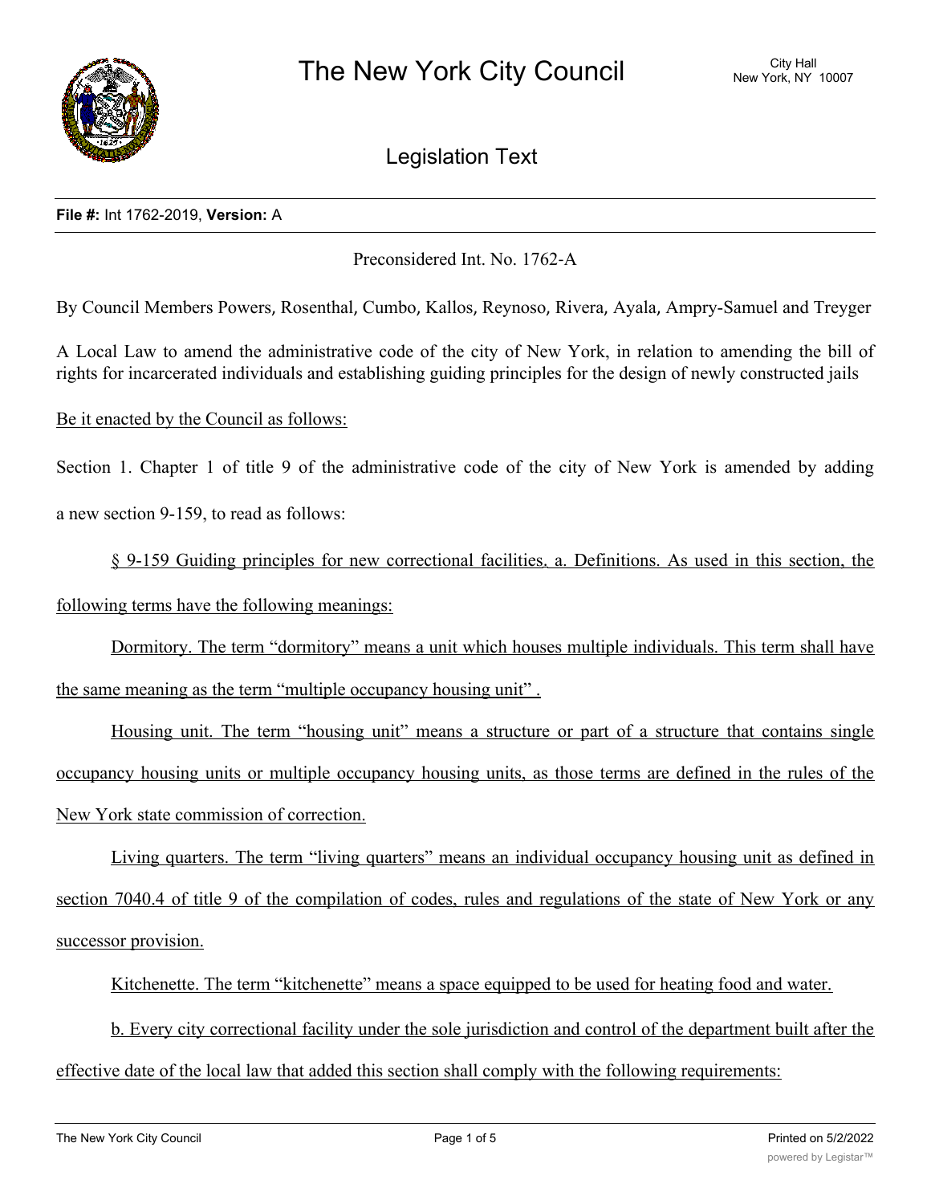# The New York City Council

City Hall
New York, NY 10007

## Legislation Text

**File #:** Int 1762-2019, **Version:** A

Preconsidered Int. No. 1762-A

By Council Members Powers, Rosenthal, Cumbo, Kallos, Reynoso, Rivera, Ayala, Ampry-Samuel and Treyger

A Local Law to amend the administrative code of the city of New York, in relation to amending the bill of rights for incarcerated individuals and establishing guiding principles for the design of newly constructed jails

Be it enacted by the Council as follows:

Section 1. Chapter 1 of title 9 of the administrative code of the city of New York is amended by adding a new section 9-159, to read as follows:

§ 9-159 Guiding principles for new correctional facilities. a. Definitions. As used in this section, the following terms have the following meanings:

Dormitory. The term "dormitory" means a unit which houses multiple individuals. This term shall have the same meaning as the term "multiple occupancy housing unit" .

Housing unit. The term "housing unit" means a structure or part of a structure that contains single occupancy housing units or multiple occupancy housing units, as those terms are defined in the rules of the New York state commission of correction.

Living quarters. The term "living quarters" means an individual occupancy housing unit as defined in section 7040.4 of title 9 of the compilation of codes, rules and regulations of the state of New York or any successor provision.

Kitchenette. The term "kitchenette" means a space equipped to be used for heating food and water.

b. Every city correctional facility under the sole jurisdiction and control of the department built after the effective date of the local law that added this section shall comply with the following requirements: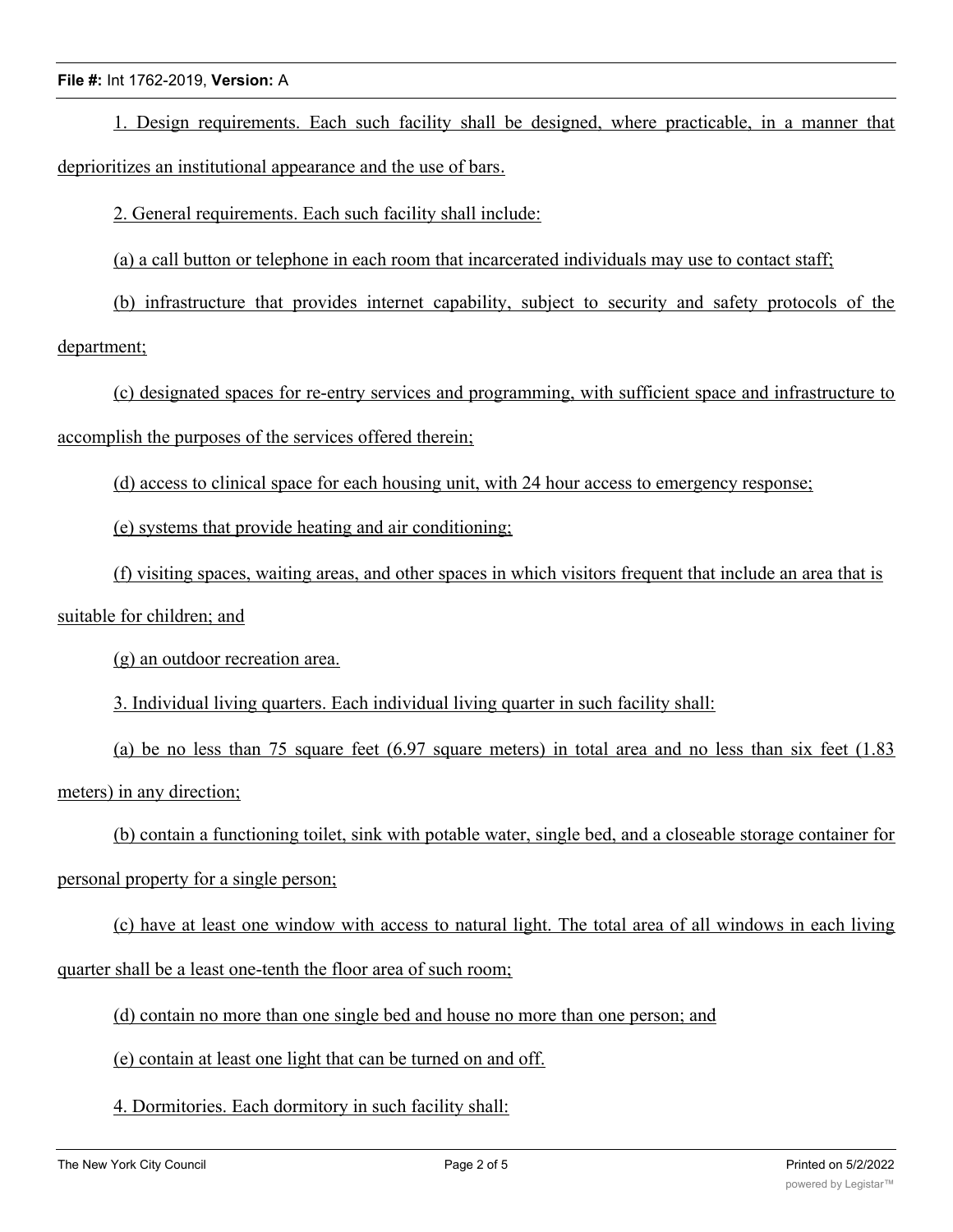1. Design requirements. Each such facility shall be designed, where practicable, in a manner that deprioritizes an institutional appearance and the use of bars.

2. General requirements. Each such facility shall include:

(a) a call button or telephone in each room that incarcerated individuals may use to contact staff;

(b) infrastructure that provides internet capability, subject to security and safety protocols of the department;

(c) designated spaces for re-entry services and programming, with sufficient space and infrastructure to accomplish the purposes of the services offered therein;

(d) access to clinical space for each housing unit, with 24 hour access to emergency response;

(e) systems that provide heating and air conditioning;

(f) visiting spaces, waiting areas, and other spaces in which visitors frequent that include an area that is suitable for children; and

(g) an outdoor recreation area.

3. Individual living quarters. Each individual living quarter in such facility shall:

(a) be no less than 75 square feet (6.97 square meters) in total area and no less than six feet (1.83 meters) in any direction;

(b) contain a functioning toilet, sink with potable water, single bed, and a closeable storage container for personal property for a single person;

(c) have at least one window with access to natural light. The total area of all windows in each living quarter shall be a least one-tenth the floor area of such room;

(d) contain no more than one single bed and house no more than one person; and

(e) contain at least one light that can be turned on and off.

4. Dormitories. Each dormitory in such facility shall: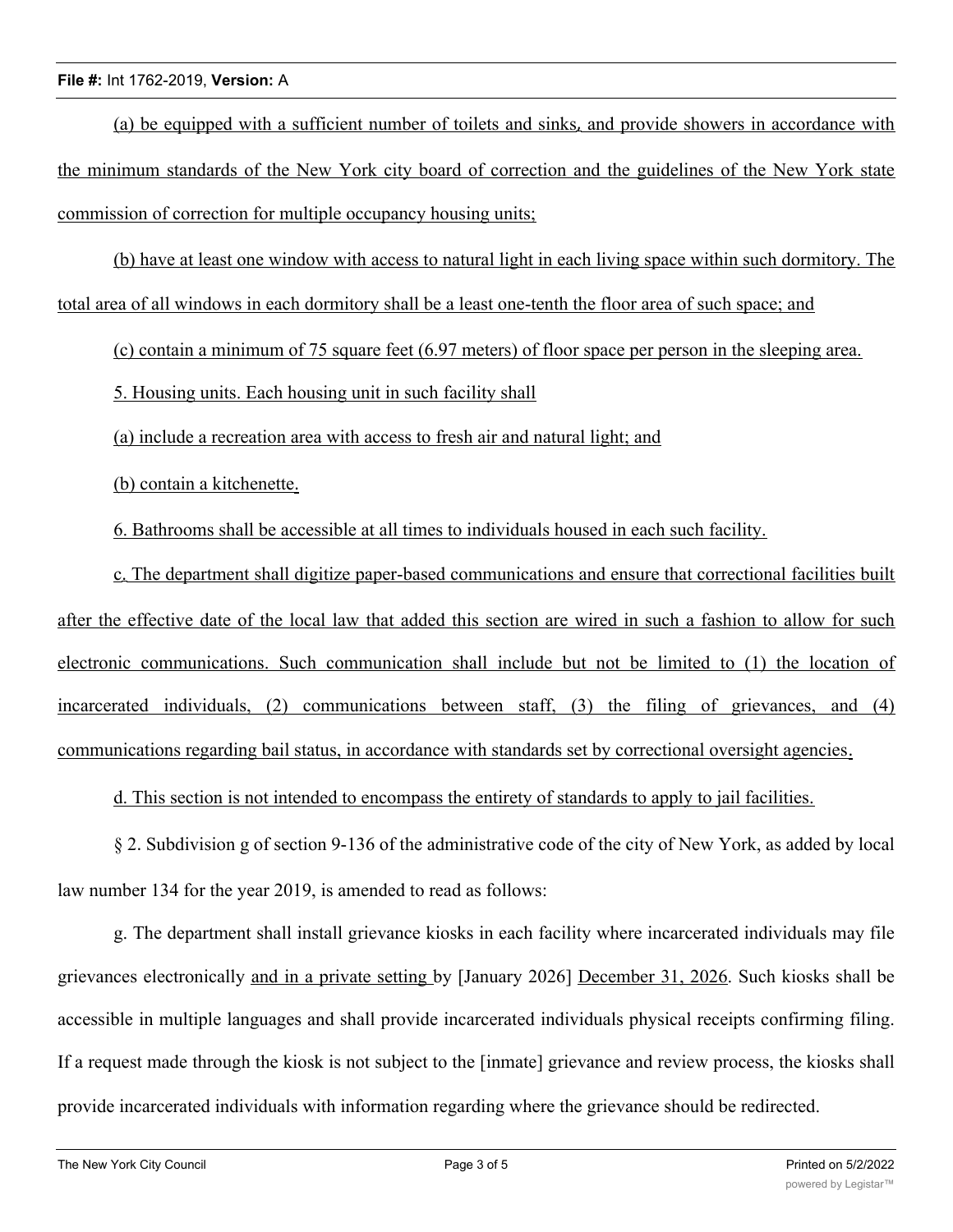(a) be equipped with a sufficient number of toilets and sinks, and provide showers in accordance with the minimum standards of the New York city board of correction and the guidelines of the New York state commission of correction for multiple occupancy housing units;

(b) have at least one window with access to natural light in each living space within such dormitory. The total area of all windows in each dormitory shall be a least one-tenth the floor area of such space; and

(c) contain a minimum of 75 square feet (6.97 meters) of floor space per person in the sleeping area.

5. Housing units. Each housing unit in such facility shall

(a) include a recreation area with access to fresh air and natural light; and

(b) contain a kitchenette.

6. Bathrooms shall be accessible at all times to individuals housed in each such facility.

c. The department shall digitize paper-based communications and ensure that correctional facilities built after the effective date of the local law that added this section are wired in such a fashion to allow for such electronic communications. Such communication shall include but not be limited to (1) the location of incarcerated individuals, (2) communications between staff, (3) the filing of grievances, and (4) communications regarding bail status, in accordance with standards set by correctional oversight agencies.

d. This section is not intended to encompass the entirety of standards to apply to jail facilities.

§ 2. Subdivision g of section 9-136 of the administrative code of the city of New York, as added by local law number 134 for the year 2019, is amended to read as follows:

g. The department shall install grievance kiosks in each facility where incarcerated individuals may file grievances electronically and in a private setting by [January 2026] December 31, 2026. Such kiosks shall be accessible in multiple languages and shall provide incarcerated individuals physical receipts confirming filing. If a request made through the kiosk is not subject to the [inmate] grievance and review process, the kiosks shall provide incarcerated individuals with information regarding where the grievance should be redirected.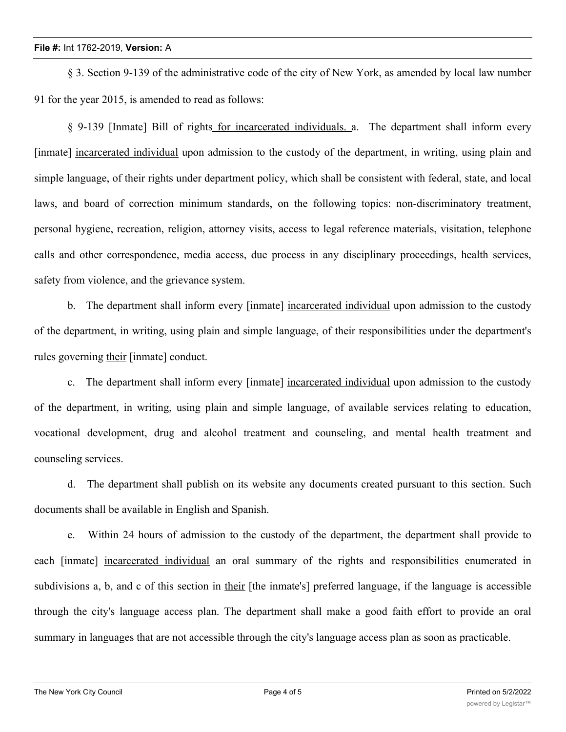§ 3. Section 9-139 of the administrative code of the city of New York, as amended by local law number 91 for the year 2015, is amended to read as follows:

§ 9-139 [Inmate] Bill of rights for incarcerated individuals. a. The department shall inform every [inmate] incarcerated individual upon admission to the custody of the department, in writing, using plain and simple language, of their rights under department policy, which shall be consistent with federal, state, and local laws, and board of correction minimum standards, on the following topics: non-discriminatory treatment, personal hygiene, recreation, religion, attorney visits, access to legal reference materials, visitation, telephone calls and other correspondence, media access, due process in any disciplinary proceedings, health services, safety from violence, and the grievance system.

b. The department shall inform every [inmate] incarcerated individual upon admission to the custody of the department, in writing, using plain and simple language, of their responsibilities under the department's rules governing their [inmate] conduct.

c. The department shall inform every [inmate] incarcerated individual upon admission to the custody of the department, in writing, using plain and simple language, of available services relating to education, vocational development, drug and alcohol treatment and counseling, and mental health treatment and counseling services.

d. The department shall publish on its website any documents created pursuant to this section. Such documents shall be available in English and Spanish.

e. Within 24 hours of admission to the custody of the department, the department shall provide to each [inmate] incarcerated individual an oral summary of the rights and responsibilities enumerated in subdivisions a, b, and c of this section in their [the inmate's] preferred language, if the language is accessible through the city's language access plan. The department shall make a good faith effort to provide an oral summary in languages that are not accessible through the city's language access plan as soon as practicable.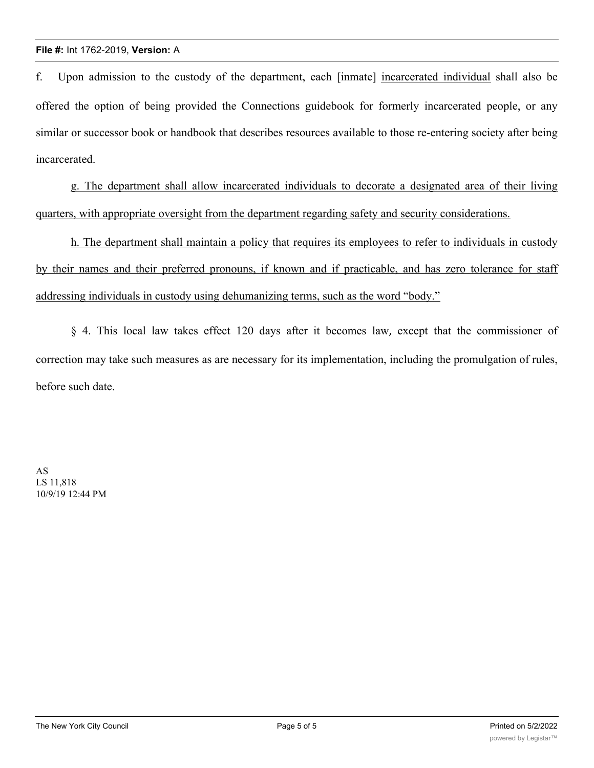f. Upon admission to the custody of the department, each [inmate] <u>incarcerated individual</u> shall also be offered the option of being provided the Connections guidebook for formerly incarcerated people, or any similar or successor book or handbook that describes resources available to those re-entering society after being incarcerated.

<u>g. The department shall allow incarcerated individuals to decorate a designated area of their living quarters, with appropriate oversight from the department regarding safety and security considerations.</u>

<u>h. The department shall maintain a policy that requires its employees to refer to individuals in custody by their names and their preferred pronouns, if known and if practicable, and has zero tolerance for staff addressing individuals in custody using dehumanizing terms, such as the word "body."</u>

§ 4. This local law takes effect 120 days after it becomes law, except that the commissioner of correction may take such measures as are necessary for its implementation, including the promulgation of rules, before such date.

AS
LS 11,818
10/9/19 12:44 PM